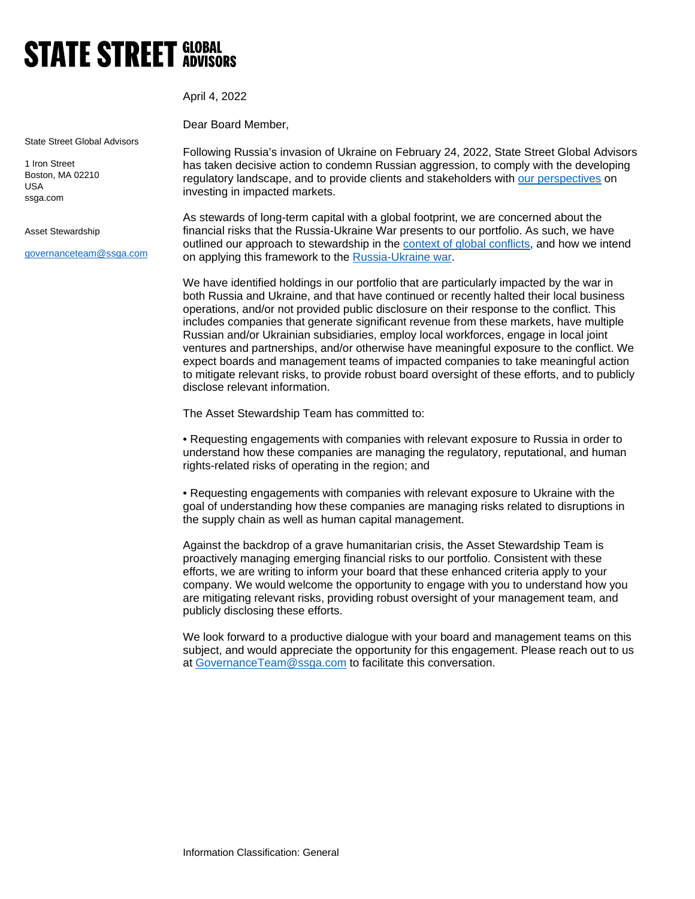**STATE STREET GLOBAL ADVISORS**

State Street Global Advisors

1 Iron Street
Boston, MA 02210
USA
ssga.com

Asset Stewardship

governanceteam@ssga.com

April 4, 2022

Dear Board Member,

Following Russia's invasion of Ukraine on February 24, 2022, State Street Global Advisors has taken decisive action to condemn Russian aggression, to comply with the developing regulatory landscape, and to provide clients and stakeholders with our perspectives on investing in impacted markets.

As stewards of long-term capital with a global footprint, we are concerned about the financial risks that the Russia-Ukraine War presents to our portfolio. As such, we have outlined our approach to stewardship in the context of global conflicts, and how we intend on applying this framework to the Russia-Ukraine war.

We have identified holdings in our portfolio that are particularly impacted by the war in both Russia and Ukraine, and that have continued or recently halted their local business operations, and/or not provided public disclosure on their response to the conflict. This includes companies that generate significant revenue from these markets, have multiple Russian and/or Ukrainian subsidiaries, employ local workforces, engage in local joint ventures and partnerships, and/or otherwise have meaningful exposure to the conflict. We expect boards and management teams of impacted companies to take meaningful action to mitigate relevant risks, to provide robust board oversight of these efforts, and to publicly disclose relevant information.

The Asset Stewardship Team has committed to:

- Requesting engagements with companies with relevant exposure to Russia in order to understand how these companies are managing the regulatory, reputational, and human rights-related risks of operating in the region; and

- Requesting engagements with companies with relevant exposure to Ukraine with the goal of understanding how these companies are managing risks related to disruptions in the supply chain as well as human capital management.

Against the backdrop of a grave humanitarian crisis, the Asset Stewardship Team is proactively managing emerging financial risks to our portfolio. Consistent with these efforts, we are writing to inform your board that these enhanced criteria apply to your company. We would welcome the opportunity to engage with you to understand how you are mitigating relevant risks, providing robust oversight of your management team, and publicly disclosing these efforts.

We look forward to a productive dialogue with your board and management teams on this subject, and would appreciate the opportunity for this engagement. Please reach out to us at GovernanceTeam@ssga.com to facilitate this conversation.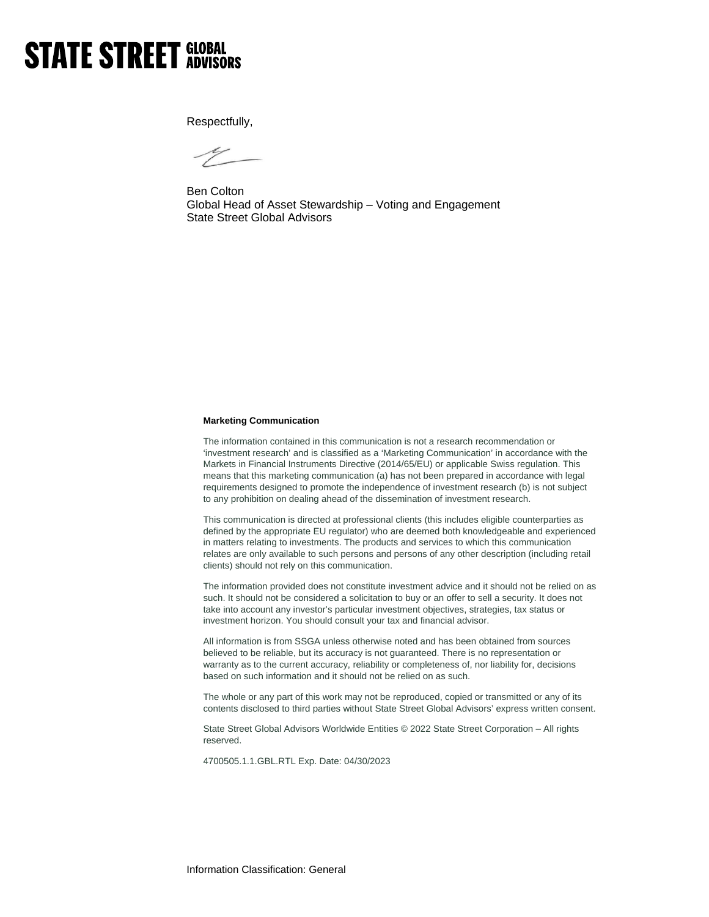Respectfully,

Ben Colton
Global Head of Asset Stewardship – Voting and Engagement
State Street Global Advisors

**Marketing Communication**

The information contained in this communication is not a research recommendation or 'investment research' and is classified as a 'Marketing Communication' in accordance with the Markets in Financial Instruments Directive (2014/65/EU) or applicable Swiss regulation. This means that this marketing communication (a) has not been prepared in accordance with legal requirements designed to promote the independence of investment research (b) is not subject to any prohibition on dealing ahead of the dissemination of investment research.

This communication is directed at professional clients (this includes eligible counterparties as defined by the appropriate EU regulator) who are deemed both knowledgeable and experienced in matters relating to investments. The products and services to which this communication relates are only available to such persons and persons of any other description (including retail clients) should not rely on this communication.

The information provided does not constitute investment advice and it should not be relied on as such. It should not be considered a solicitation to buy or an offer to sell a security. It does not take into account any investor's particular investment objectives, strategies, tax status or investment horizon. You should consult your tax and financial advisor.

All information is from SSGA unless otherwise noted and has been obtained from sources believed to be reliable, but its accuracy is not guaranteed. There is no representation or warranty as to the current accuracy, reliability or completeness of, nor liability for, decisions based on such information and it should not be relied on as such.

The whole or any part of this work may not be reproduced, copied or transmitted or any of its contents disclosed to third parties without State Street Global Advisors' express written consent.

State Street Global Advisors Worldwide Entities © 2022 State Street Corporation – All rights reserved.

4700505.1.1.GBL.RTL Exp. Date: 04/30/2023

Information Classification: General